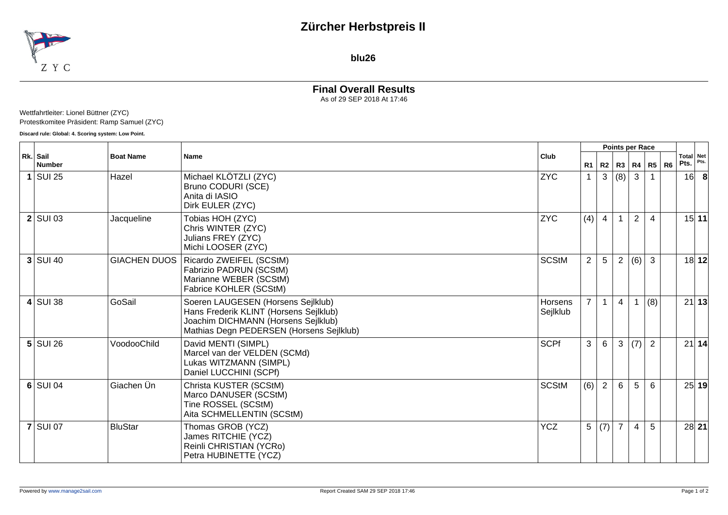# Zürcher Herbstpreis II

**blu26**

## Final Overall Results

As of 29 SEP 2018 At 17:46

Wettfahrtleiter: Lionel Büttner (ZYC)
Protestkomitee Präsident: Ramp Samuel (ZYC)

**Discard rule: Global: 4. Scoring system: Low Point.**

| Rk. | Sail Number | Boat Name | Name | Club | R1 | R2 | R3 | R4 | R5 | R6 | Total Pts. | Net Pts. |
|---|---|---|---|---|---|---|---|---|---|---|---|---|
| **1** | SUI 25 | Hazel | Michael KLÖTZLI (ZYC)<br>Bruno CODURI (SCE)<br>Anita di IASIO<br>Dirk EULER (ZYC) | ZYC | 1 | 3 | (8) | 3 | 1 | | 16 | **8** |
| **2** | SUI 03 | Jacqueline | Tobias HOH (ZYC)<br>Chris WINTER (ZYC)<br>Julians FREY (ZYC)<br>Michi LOOSER (ZYC) | ZYC | (4) | 4 | 1 | 2 | 4 | | 15 | **11** |
| **3** | SUI 40 | GIACHEN DUOS | Ricardo ZWEIFEL (SCStM)<br>Fabrizio PADRUN (SCStM)<br>Marianne WEBER (SCStM)<br>Fabrice KOHLER (SCStM) | SCStM | 2 | 5 | 2 | (6) | 3 | | 18 | **12** |
| **4** | SUI 38 | GoSail | Soeren LAUGESEN (Horsens Sejlklub)<br>Hans Frederik KLINT (Horsens Sejlklub)<br>Joachim DICHMANN (Horsens Sejlklub)<br>Mathias Degn PEDERSEN (Horsens Sejlklub) | Horsens Sejlklub | 7 | 1 | 4 | 1 | (8) | | 21 | **13** |
| **5** | SUI 26 | VoodooChild | David MENTI (SIMPL)<br>Marcel van der VELDEN (SCMd)<br>Lukas WITZMANN (SIMPL)<br>Daniel LUCCHINI (SCPf) | SCPf | 3 | 6 | 3 | (7) | 2 | | 21 | **14** |
| **6** | SUI 04 | Giachen Ün | Christa KUSTER (SCStM)<br>Marco DANUSER (SCStM)<br>Tine ROSSEL (SCStM)<br>Aita SCHMELLENTIN (SCStM) | SCStM | (6) | 2 | 6 | 5 | 6 | | 25 | **19** |
| **7** | SUI 07 | BluStar | Thomas GROB (YCZ)<br>James RITCHIE (YCZ)<br>Reinli CHRISTIAN (YCRo)<br>Petra HUBINETTE (YCZ) | YCZ | 5 | (7) | 7 | 4 | 5 | | 28 | **21** |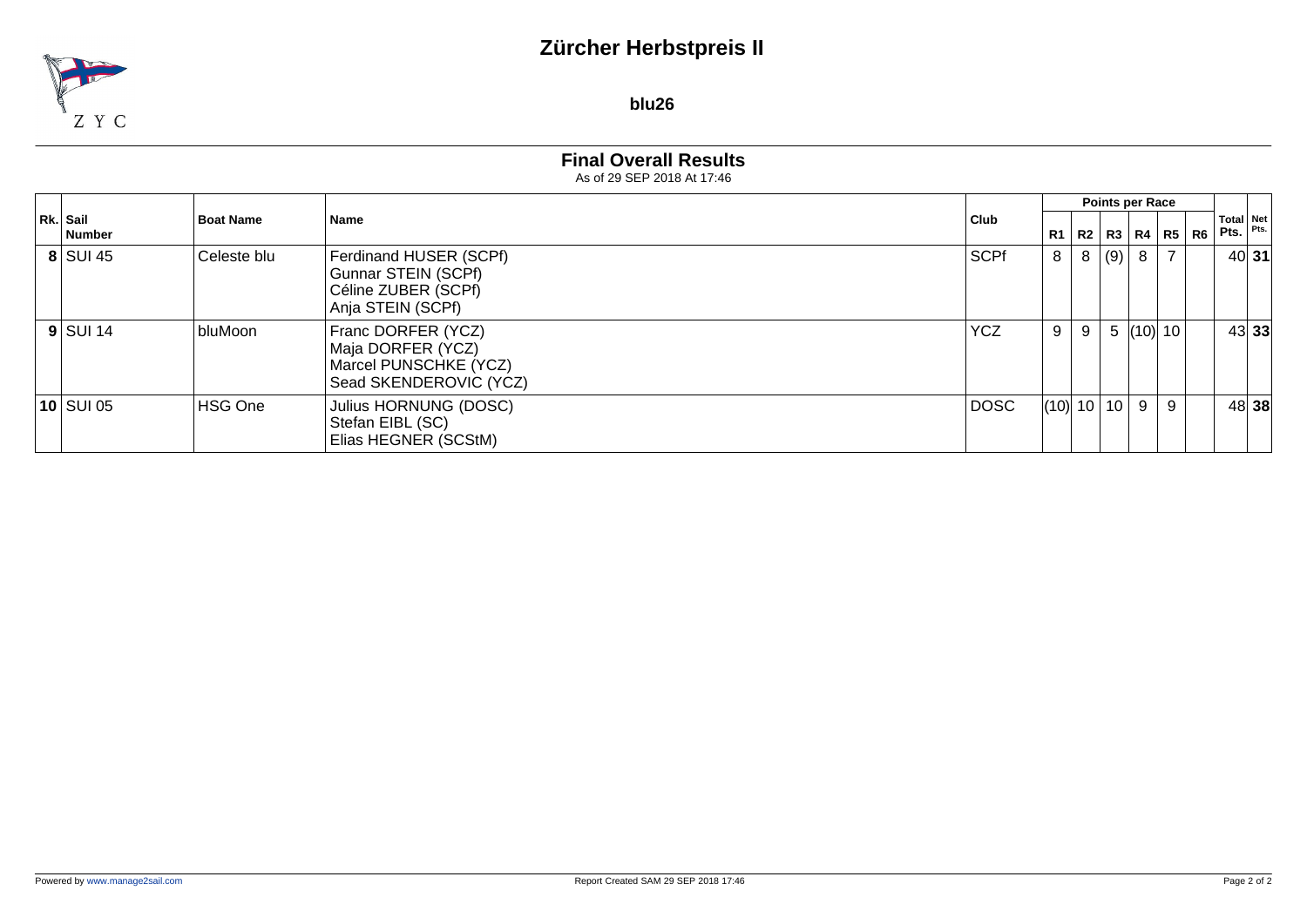# Zürcher Herbstpreis II

**blu26**

## Final Overall Results

As of 29 SEP 2018 At 17:46

| Rk. | Sail Number | Boat Name | Name | Club | Points per Race | | | | | | Total Pts. | Net Pts. |
|---|---|---|---|---|---|---|---|---|---|---|---|---|
| | | | | | R1 | R2 | R3 | R4 | R5 | R6 | | |
| **8** | SUI 45 | Celeste blu | Ferdinand HUSER (SCPf)<br>Gunnar STEIN (SCPf)<br>Céline ZUBER (SCPf)<br>Anja STEIN (SCPf) | SCPf | 8 | 8 | (9) | 8 | 7 | | 40 | **31** |
| **9** | SUI 14 | bluMoon | Franc DORFER (YCZ)<br>Maja DORFER (YCZ)<br>Marcel PUNSCHKE (YCZ)<br>Sead SKENDEROVIC (YCZ) | YCZ | 9 | 9 | 5 | (10) | 10 | | 43 | **33** |
| **10** | SUI 05 | HSG One | Julius HORNUNG (DOSC)<br>Stefan EIBL (SC)<br>Elias HEGNER (SCStM) | DOSC | (10) | 10 | 10 | 9 | 9 | | 48 | **38** |

Powered by www.manage2sail.com    Report Created SAM 29 SEP 2018 17:46